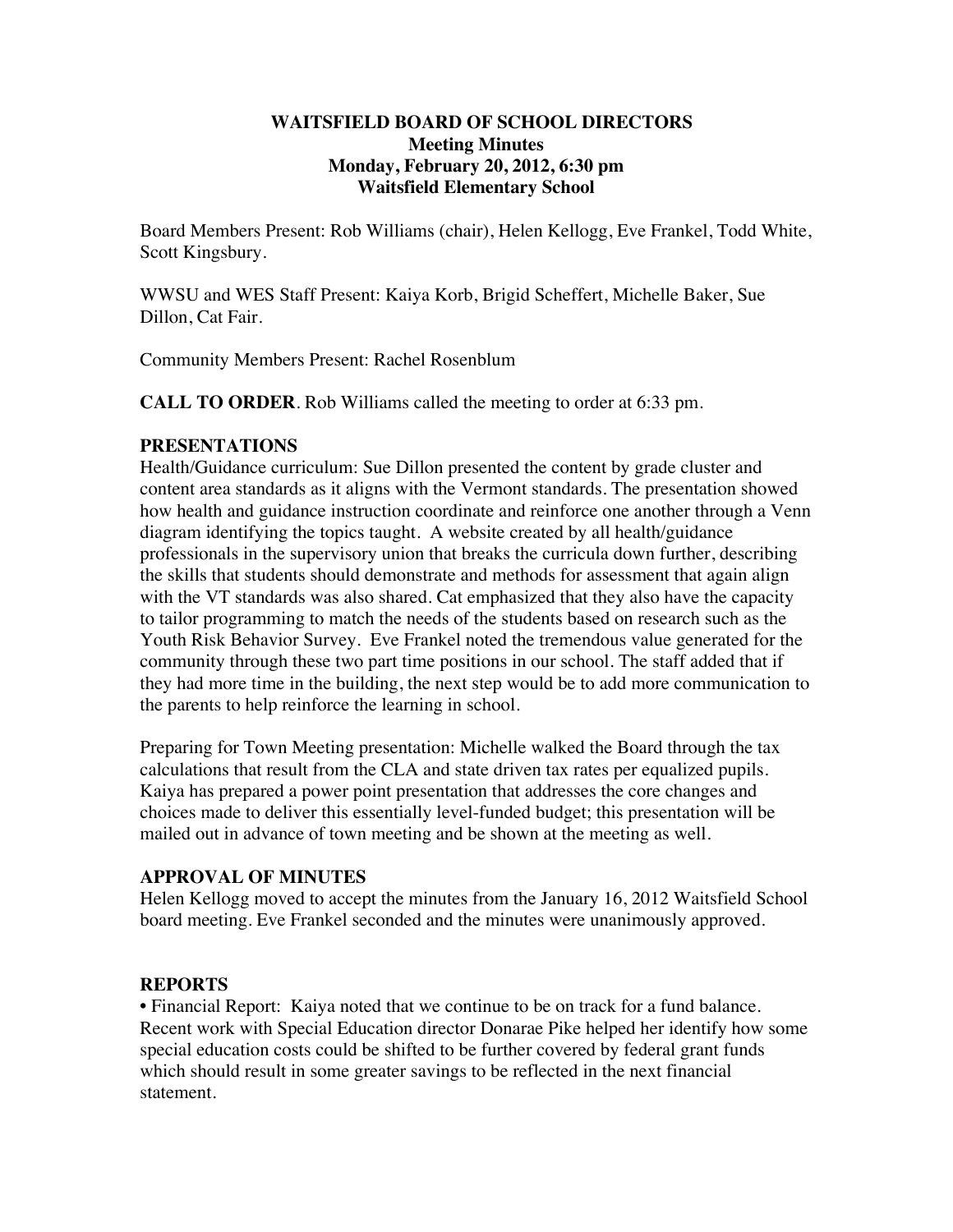# WAITSFIELD BOARD OF SCHOOL DIRECTORS
## Meeting Minutes
## Monday, February 20, 2012, 6:30 pm
## Waitsfield Elementary School

Board Members Present: Rob Williams (chair), Helen Kellogg, Eve Frankel, Todd White, Scott Kingsbury.

WWSU and WES Staff Present: Kaiya Korb, Brigid Scheffert, Michelle Baker, Sue Dillon, Cat Fair.

Community Members Present: Rachel Rosenblum

**CALL TO ORDER**. Rob Williams called the meeting to order at 6:33 pm.

### PRESENTATIONS

Health/Guidance curriculum: Sue Dillon presented the content by grade cluster and content area standards as it aligns with the Vermont standards. The presentation showed how health and guidance instruction coordinate and reinforce one another through a Venn diagram identifying the topics taught. A website created by all health/guidance professionals in the supervisory union that breaks the curricula down further, describing the skills that students should demonstrate and methods for assessment that again align with the VT standards was also shared. Cat emphasized that they also have the capacity to tailor programming to match the needs of the students based on research such as the Youth Risk Behavior Survey. Eve Frankel noted the tremendous value generated for the community through these two part time positions in our school. The staff added that if they had more time in the building, the next step would be to add more communication to the parents to help reinforce the learning in school.

Preparing for Town Meeting presentation: Michelle walked the Board through the tax calculations that result from the CLA and state driven tax rates per equalized pupils. Kaiya has prepared a power point presentation that addresses the core changes and choices made to deliver this essentially level-funded budget; this presentation will be mailed out in advance of town meeting and be shown at the meeting as well.

### APPROVAL OF MINUTES

Helen Kellogg moved to accept the minutes from the January 16, 2012 Waitsfield School board meeting. Eve Frankel seconded and the minutes were unanimously approved.

### REPORTS

• Financial Report: Kaiya noted that we continue to be on track for a fund balance. Recent work with Special Education director Donarae Pike helped her identify how some special education costs could be shifted to be further covered by federal grant funds which should result in some greater savings to be reflected in the next financial statement.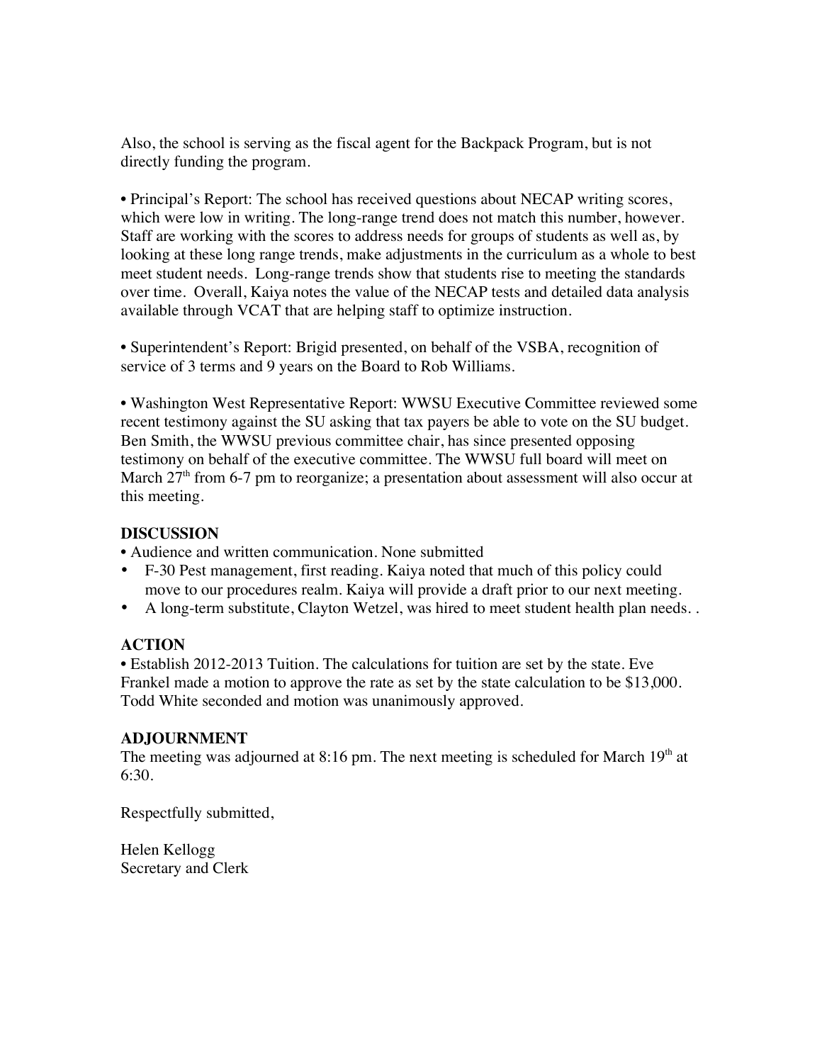Also, the school is serving as the fiscal agent for the Backpack Program, but is not directly funding the program.

• Principal's Report: The school has received questions about NECAP writing scores, which were low in writing. The long-range trend does not match this number, however. Staff are working with the scores to address needs for groups of students as well as, by looking at these long range trends, make adjustments in the curriculum as a whole to best meet student needs. Long-range trends show that students rise to meeting the standards over time. Overall, Kaiya notes the value of the NECAP tests and detailed data analysis available through VCAT that are helping staff to optimize instruction.

• Superintendent's Report: Brigid presented, on behalf of the VSBA, recognition of service of 3 terms and 9 years on the Board to Rob Williams.

• Washington West Representative Report: WWSU Executive Committee reviewed some recent testimony against the SU asking that tax payers be able to vote on the SU budget. Ben Smith, the WWSU previous committee chair, has since presented opposing testimony on behalf of the executive committee. The WWSU full board will meet on March 27th from 6-7 pm to reorganize; a presentation about assessment will also occur at this meeting.

**DISCUSSION**

• Audience and written communication. None submitted

- F-30 Pest management, first reading. Kaiya noted that much of this policy could move to our procedures realm. Kaiya will provide a draft prior to our next meeting.
- A long-term substitute, Clayton Wetzel, was hired to meet student health plan needs. .

**ACTION**

• Establish 2012-2013 Tuition. The calculations for tuition are set by the state. Eve Frankel made a motion to approve the rate as set by the state calculation to be $13,000. Todd White seconded and motion was unanimously approved.

**ADJOURNMENT**

The meeting was adjourned at 8:16 pm. The next meeting is scheduled for March 19th at 6:30.

Respectfully submitted,

Helen Kellogg
Secretary and Clerk